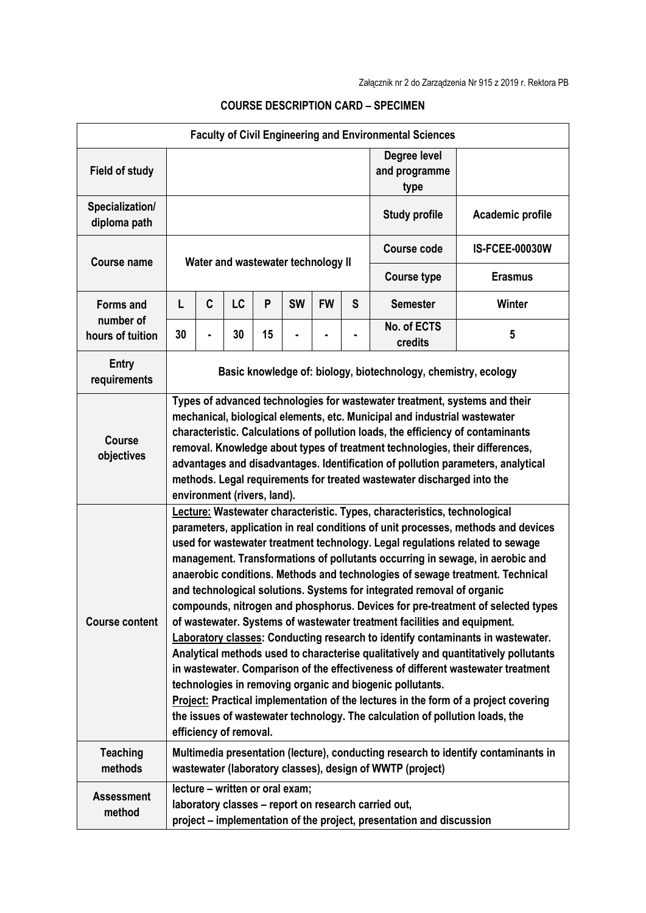Załącznik nr 2 do Zarządzenia Nr 915 z 2019 r. Rektora PB

## COURSE DESCRIPTION CARD – SPECIMEN

| Faculty of Civil Engineering and Environmental Sciences | | | | | | | | | |
|---|---|---|---|---|---|---|---|---|---|
| **Field of study** | | | | | | | | **Degree level and programme type** | |
| **Specialization/ diploma path** | | | | | | | | **Study profile** | **Academic profile** |
| **Course name** | Water and wastewater technology II | | | | | | | **Course code** | **IS-FCEE-00030W** |
| | | | | | | | | **Course type** | **Erasmus** |
| **Forms and number of hours of tuition** | L | C | LC | P | SW | FW | S | **Semester** | **Winter** |
| | 30 | - | 30 | 15 | - | - | - | **No. of ECTS credits** | **5** |
| **Entry requirements** | Basic knowledge of: biology, biotechnology, chemistry, ecology | | | | | | | | |
| **Course objectives** | Types of advanced technologies for wastewater treatment, systems and their mechanical, biological elements, etc. Municipal and industrial wastewater characteristic. Calculations of pollution loads, the efficiency of contaminants removal. Knowledge about types of treatment technologies, their differences, advantages and disadvantages. Identification of pollution parameters, analytical methods. Legal requirements for treated wastewater discharged into the environment (rivers, land). | | | | | | | | |
| **Course content** | <u>Lecture:</u> Wastewater characteristic. Types, characteristics, technological parameters, application in real conditions of unit processes, methods and devices used for wastewater treatment technology. Legal regulations related to sewage management. Transformations of pollutants occurring in sewage, in aerobic and anaerobic conditions. Methods and technologies of sewage treatment. Technical and technological solutions. Systems for integrated removal of organic compounds, nitrogen and phosphorus. Devices for pre-treatment of selected types of wastewater. Systems of wastewater treatment facilities and equipment. <u>Laboratory classes</u>: Conducting research to identify contaminants in wastewater. Analytical methods used to characterise qualitatively and quantitatively pollutants in wastewater. Comparison of the effectiveness of different wastewater treatment technologies in removing organic and biogenic pollutants. <u>Project:</u> Practical implementation of the lectures in the form of a project covering the issues of wastewater technology. The calculation of pollution loads, the efficiency of removal. | | | | | | | | |
| **Teaching methods** | Multimedia presentation (lecture), conducting research to identify contaminants in wastewater (laboratory classes), design of WWTP (project) | | | | | | | | |
| **Assessment method** | lecture – written or oral exam; laboratory classes – report on research carried out, project – implementation of the project, presentation and discussion | | | | | | | | |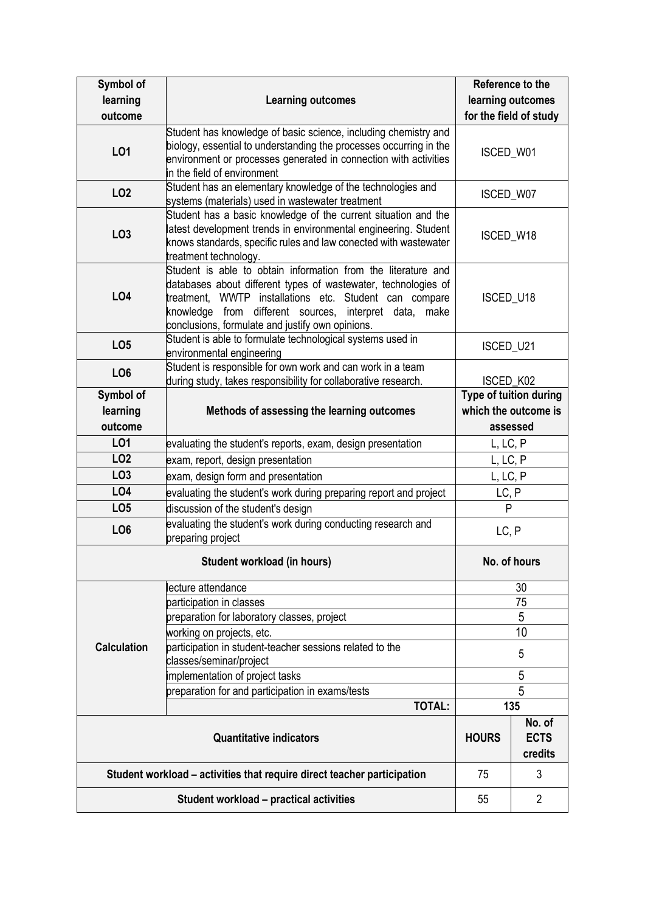| Symbol of learning outcome | Learning outcomes | Reference to the learning outcomes for the field of study | |
|---|---|---|---|
| **LO1** | Student has knowledge of basic science, including chemistry and biology, essential to understanding the processes occurring in the environment or processes generated in connection with activities in the field of environment | ISCED_W01 | |
| **LO2** | Student has an elementary knowledge of the technologies and systems (materials) used in wastewater treatment | ISCED_W07 | |
| **LO3** | Student has a basic knowledge of the current situation and the latest development trends in environmental engineering. Student knows standards, specific rules and law conected with wastewater treatment technology. | ISCED_W18 | |
| **LO4** | Student is able to obtain information from the literature and databases about different types of wastewater, technologies of treatment, WWTP installations etc. Student can compare knowledge from different sources, interpret data, make conclusions, formulate and justify own opinions. | ISCED_U18 | |
| **LO5** | Student is able to formulate technological systems used in environmental engineering | ISCED_U21 | |
| **LO6** | Student is responsible for own work and can work in a team during study, takes responsibility for collaborative research. | ISCED_K02 | |
| **Symbol of learning outcome** | **Methods of assessing the learning outcomes** | **Type of tuition during which the outcome is assessed** | |
| **LO1** | evaluating the student's reports, exam, design presentation | L, LC, P | |
| **LO2** | exam, report, design presentation | L, LC, P | |
| **LO3** | exam, design form and presentation | L, LC, P | |
| **LO4** | evaluating the student's work during preparing report and project | LC, P | |
| **LO5** | discussion of the student's design | P | |
| **LO6** | evaluating the student's work during conducting research and preparing project | LC, P | |
| **Student workload (in hours)** | | **No. of hours** | |
| **Calculation** | lecture attendance | 30 | |
| | participation in classes | 75 | |
| | preparation for laboratory classes, project | 5 | |
| | working on projects, etc. | 10 | |
| | participation in student-teacher sessions related to the classes/seminar/project | 5 | |
| | implementation of project tasks | 5 | |
| | preparation for and participation in exams/tests | 5 | |
| | **TOTAL:** | **135** | |
| **Quantitative indicators** | | **HOURS** | **No. of ECTS credits** |
| **Student workload – activities that require direct teacher participation** | | 75 | 3 |
| **Student workload – practical activities** | | 55 | 2 |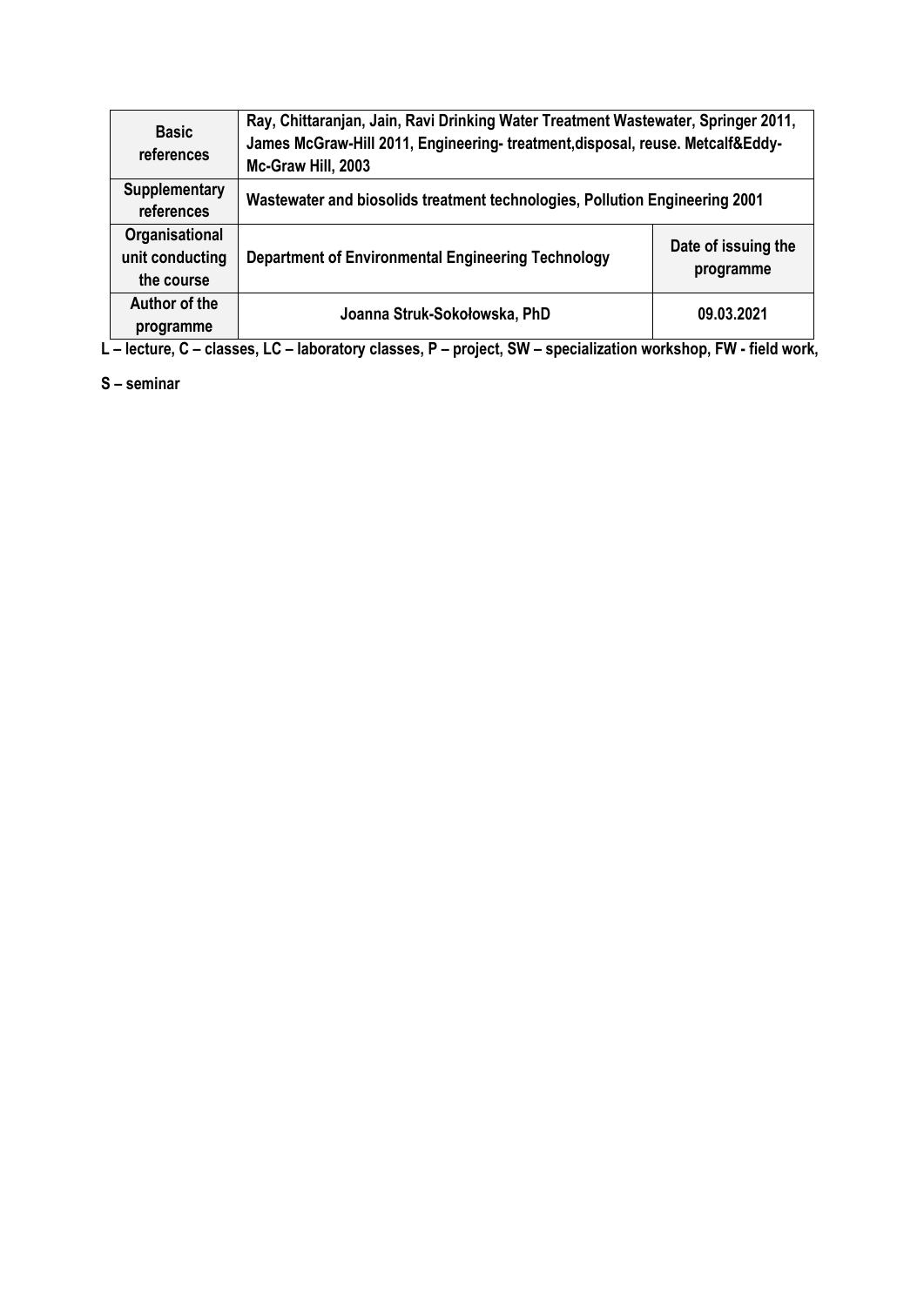| | | |
|---|---|---|
| **Basic references** | **Ray, Chittaranjan, Jain, Ravi Drinking Water Treatment Wastewater, Springer 2011, James McGraw-Hill 2011, Engineering- treatment,disposal, reuse. Metcalf&Eddy-Mc-Graw Hill, 2003** | |
| **Supplementary references** | **Wastewater and biosolids treatment technologies, Pollution Engineering 2001** | |
| **Organisational unit conducting the course** | **Department of Environmental Engineering Technology** | **Date of issuing the programme** |
| **Author of the programme** | **Joanna Struk-Sokołowska, PhD** | **09.03.2021** |

**L – lecture, C – classes, LC – laboratory classes, P – project, SW – specialization workshop, FW - field work, S – seminar**